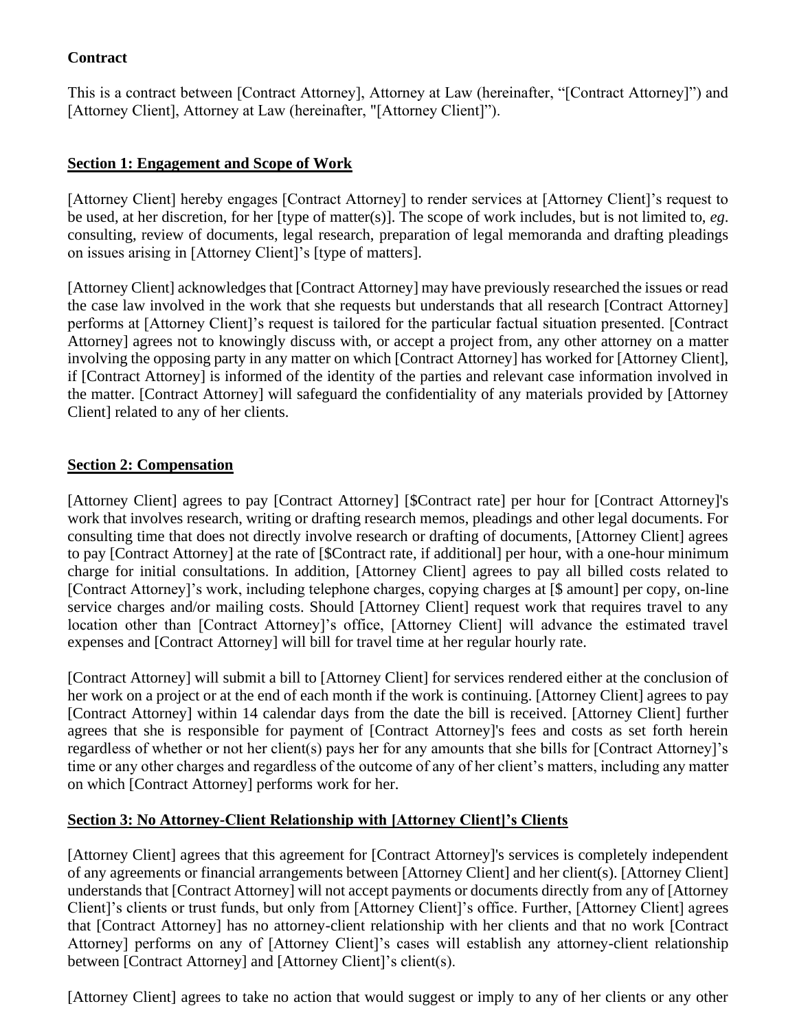**Contract**

This is a contract between [Contract Attorney], Attorney at Law (hereinafter, "[Contract Attorney]") and [Attorney Client], Attorney at Law (hereinafter, "[Attorney Client]").

## Section 1: Engagement and Scope of Work

[Attorney Client] hereby engages [Contract Attorney] to render services at [Attorney Client]'s request to be used, at her discretion, for her [type of matter(s)]. The scope of work includes, but is not limited to, *eg*. consulting, review of documents, legal research, preparation of legal memoranda and drafting pleadings on issues arising in [Attorney Client]'s [type of matters].

[Attorney Client] acknowledges that [Contract Attorney] may have previously researched the issues or read the case law involved in the work that she requests but understands that all research [Contract Attorney] performs at [Attorney Client]'s request is tailored for the particular factual situation presented. [Contract Attorney] agrees not to knowingly discuss with, or accept a project from, any other attorney on a matter involving the opposing party in any matter on which [Contract Attorney] has worked for [Attorney Client], if [Contract Attorney] is informed of the identity of the parties and relevant case information involved in the matter. [Contract Attorney] will safeguard the confidentiality of any materials provided by [Attorney Client] related to any of her clients.

## Section 2: Compensation

[Attorney Client] agrees to pay [Contract Attorney] [$Contract rate] per hour for [Contract Attorney]'s work that involves research, writing or drafting research memos, pleadings and other legal documents. For consulting time that does not directly involve research or drafting of documents, [Attorney Client] agrees to pay [Contract Attorney] at the rate of [$Contract rate, if additional] per hour, with a one-hour minimum charge for initial consultations. In addition, [Attorney Client] agrees to pay all billed costs related to [Contract Attorney]'s work, including telephone charges, copying charges at [$ amount] per copy, on-line service charges and/or mailing costs. Should [Attorney Client] request work that requires travel to any location other than [Contract Attorney]'s office, [Attorney Client] will advance the estimated travel expenses and [Contract Attorney] will bill for travel time at her regular hourly rate.

[Contract Attorney] will submit a bill to [Attorney Client] for services rendered either at the conclusion of her work on a project or at the end of each month if the work is continuing. [Attorney Client] agrees to pay [Contract Attorney] within 14 calendar days from the date the bill is received. [Attorney Client] further agrees that she is responsible for payment of [Contract Attorney]'s fees and costs as set forth herein regardless of whether or not her client(s) pays her for any amounts that she bills for [Contract Attorney]'s time or any other charges and regardless of the outcome of any of her client's matters, including any matter on which [Contract Attorney] performs work for her.

## Section 3: No Attorney-Client Relationship with [Attorney Client]'s Clients

[Attorney Client] agrees that this agreement for [Contract Attorney]'s services is completely independent of any agreements or financial arrangements between [Attorney Client] and her client(s). [Attorney Client] understands that [Contract Attorney] will not accept payments or documents directly from any of [Attorney Client]'s clients or trust funds, but only from [Attorney Client]'s office. Further, [Attorney Client] agrees that [Contract Attorney] has no attorney-client relationship with her clients and that no work [Contract Attorney] performs on any of [Attorney Client]'s cases will establish any attorney-client relationship between [Contract Attorney] and [Attorney Client]'s client(s).

[Attorney Client] agrees to take no action that would suggest or imply to any of her clients or any other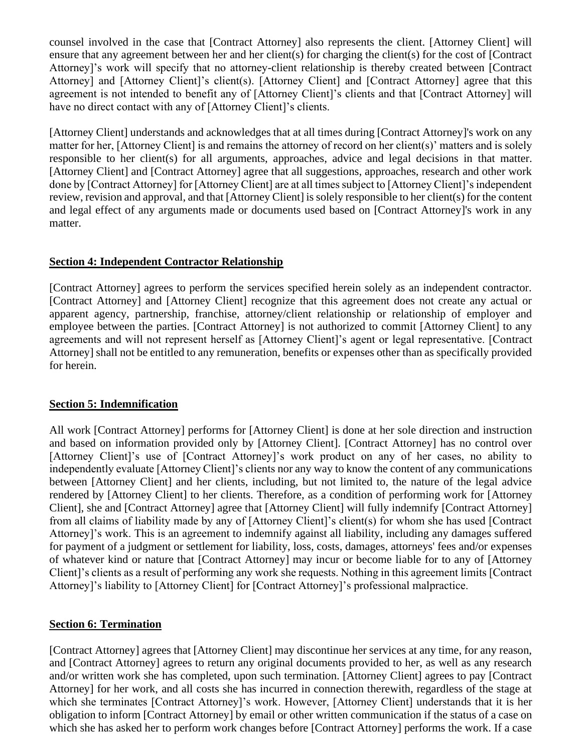counsel involved in the case that [Contract Attorney] also represents the client. [Attorney Client] will ensure that any agreement between her and her client(s) for charging the client(s) for the cost of [Contract Attorney]'s work will specify that no attorney-client relationship is thereby created between [Contract Attorney] and [Attorney Client]'s client(s). [Attorney Client] and [Contract Attorney] agree that this agreement is not intended to benefit any of [Attorney Client]'s clients and that [Contract Attorney] will have no direct contact with any of [Attorney Client]'s clients.

[Attorney Client] understands and acknowledges that at all times during [Contract Attorney]'s work on any matter for her, [Attorney Client] is and remains the attorney of record on her client(s)' matters and is solely responsible to her client(s) for all arguments, approaches, advice and legal decisions in that matter. [Attorney Client] and [Contract Attorney] agree that all suggestions, approaches, research and other work done by [Contract Attorney] for [Attorney Client] are at all times subject to [Attorney Client]'s independent review, revision and approval, and that [Attorney Client] is solely responsible to her client(s) for the content and legal effect of any arguments made or documents used based on [Contract Attorney]'s work in any matter.

**Section 4: Independent Contractor Relationship**

[Contract Attorney] agrees to perform the services specified herein solely as an independent contractor. [Contract Attorney] and [Attorney Client] recognize that this agreement does not create any actual or apparent agency, partnership, franchise, attorney/client relationship or relationship of employer and employee between the parties. [Contract Attorney] is not authorized to commit [Attorney Client] to any agreements and will not represent herself as [Attorney Client]'s agent or legal representative. [Contract Attorney] shall not be entitled to any remuneration, benefits or expenses other than as specifically provided for herein.

**Section 5: Indemnification**

All work [Contract Attorney] performs for [Attorney Client] is done at her sole direction and instruction and based on information provided only by [Attorney Client]. [Contract Attorney] has no control over [Attorney Client]'s use of [Contract Attorney]'s work product on any of her cases, no ability to independently evaluate [Attorney Client]'s clients nor any way to know the content of any communications between [Attorney Client] and her clients, including, but not limited to, the nature of the legal advice rendered by [Attorney Client] to her clients. Therefore, as a condition of performing work for [Attorney Client], she and [Contract Attorney] agree that [Attorney Client] will fully indemnify [Contract Attorney] from all claims of liability made by any of [Attorney Client]'s client(s) for whom she has used [Contract Attorney]'s work. This is an agreement to indemnify against all liability, including any damages suffered for payment of a judgment or settlement for liability, loss, costs, damages, attorneys' fees and/or expenses of whatever kind or nature that [Contract Attorney] may incur or become liable for to any of [Attorney Client]'s clients as a result of performing any work she requests. Nothing in this agreement limits [Contract Attorney]'s liability to [Attorney Client] for [Contract Attorney]'s professional malpractice.

**Section 6: Termination**

[Contract Attorney] agrees that [Attorney Client] may discontinue her services at any time, for any reason, and [Contract Attorney] agrees to return any original documents provided to her, as well as any research and/or written work she has completed, upon such termination. [Attorney Client] agrees to pay [Contract Attorney] for her work, and all costs she has incurred in connection therewith, regardless of the stage at which she terminates [Contract Attorney]'s work. However, [Attorney Client] understands that it is her obligation to inform [Contract Attorney] by email or other written communication if the status of a case on which she has asked her to perform work changes before [Contract Attorney] performs the work. If a case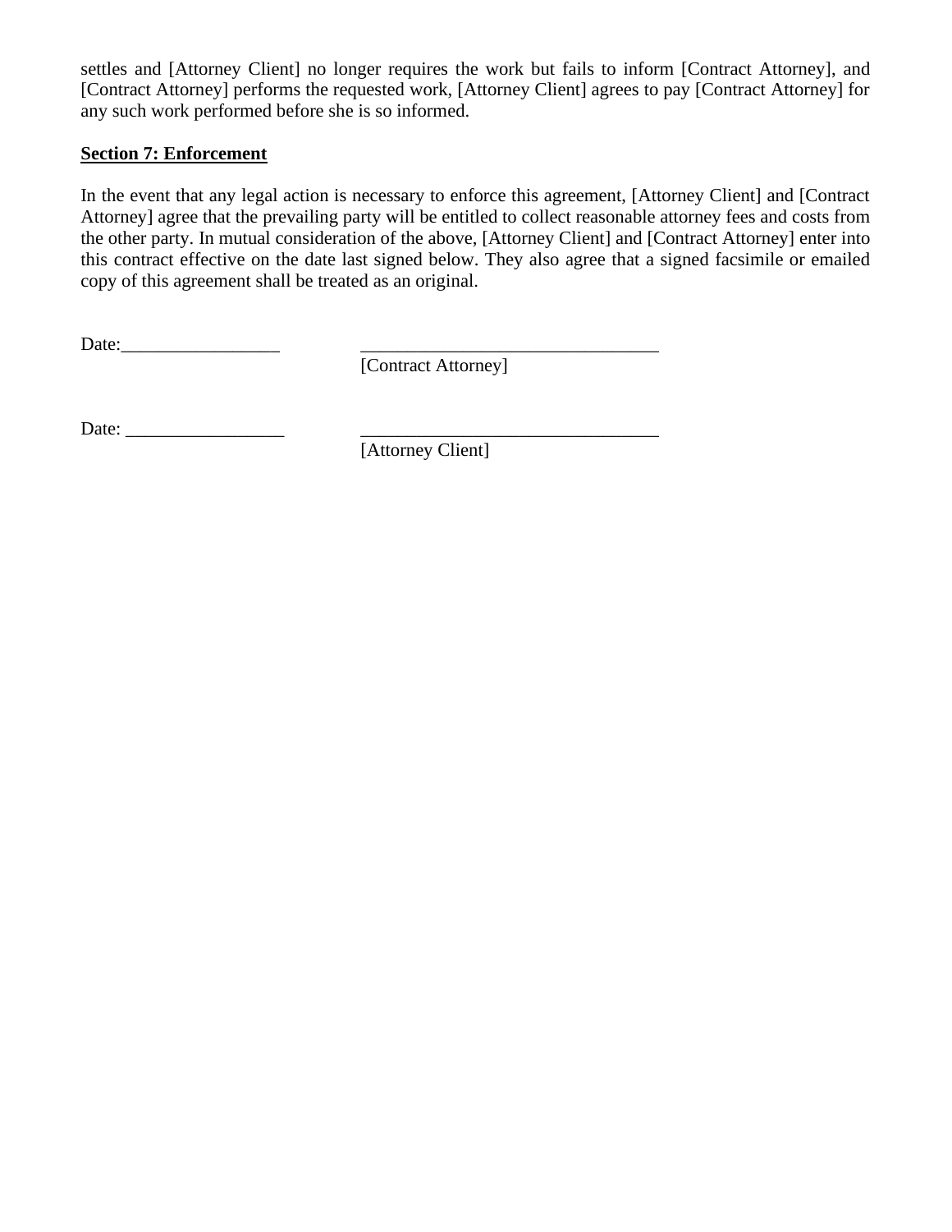settles and [Attorney Client] no longer requires the work but fails to inform [Contract Attorney], and [Contract Attorney] performs the requested work, [Attorney Client] agrees to pay [Contract Attorney] for any such work performed before she is so informed.

**Section 7: Enforcement**

In the event that any legal action is necessary to enforce this agreement, [Attorney Client] and [Contract Attorney] agree that the prevailing party will be entitled to collect reasonable attorney fees and costs from the other party. In mutual consideration of the above, [Attorney Client] and [Contract Attorney] enter into this contract effective on the date last signed below. They also agree that a signed facsimile or emailed copy of this agreement shall be treated as an original.

Date:_________________ ________________________________
[Contract Attorney]

Date: _________________ ________________________________
[Attorney Client]